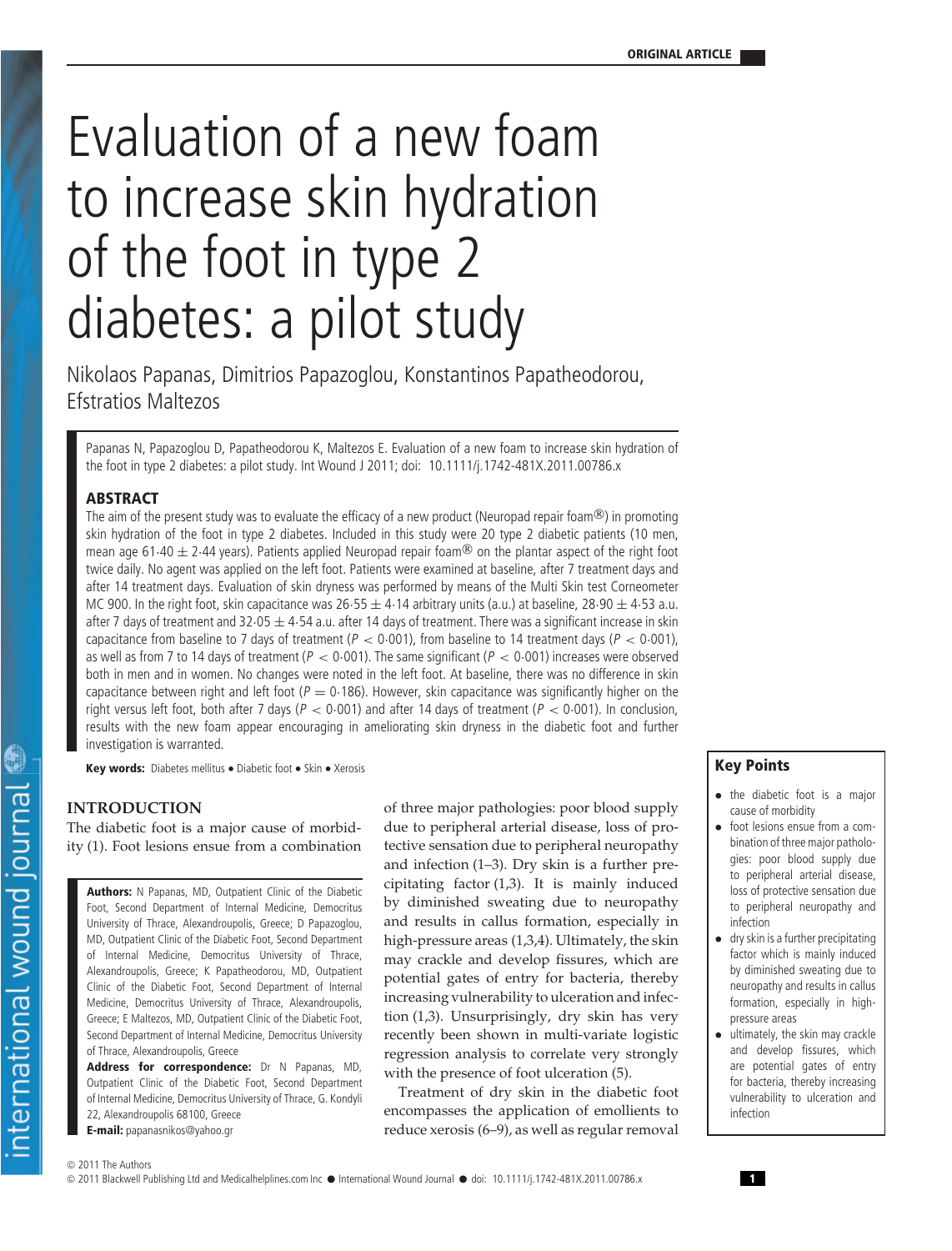# Evaluation of a new foam to increase skin hydration of the foot in type 2 diabetes: a pilot study

Nikolaos Papanas, Dimitrios Papazoglou, Konstantinos Papatheodorou, Efstratios Maltezos

Papanas N, Papazoglou D, Papatheodorou K, Maltezos E. Evaluation of a new foam to increase skin hydration of the foot in type 2 diabetes: a pilot study. Int Wound J 2011; doi: 10.1111/j.1742-481X.2011.00786.x

## ABSTRACT

The aim of the present study was to evaluate the efficacy of a new product (Neuropad repair foam®) in promoting skin hydration of the foot in type 2 diabetes. Included in this study were 20 type 2 diabetic patients (10 men, mean age 61·40 ± 2·44 years). Patients applied Neuropad repair foam® on the plantar aspect of the right foot twice daily. No agent was applied on the left foot. Patients were examined at baseline, after 7 treatment days and after 14 treatment days. Evaluation of skin dryness was performed by means of the Multi Skin test Corneometer MC 900. In the right foot, skin capacitance was 26·55 ± 4·14 arbitrary units (a.u.) at baseline, 28·90 ± 4·53 a.u. after 7 days of treatment and 32·05 ± 4·54 a.u. after 14 days of treatment. There was a significant increase in skin capacitance from baseline to 7 days of treatment ($P < 0{\cdot}001$), from baseline to 14 treatment days ($P < 0{\cdot}001$), as well as from 7 to 14 days of treatment ($P < 0{\cdot}001$). The same significant ($P < 0{\cdot}001$) increases were observed both in men and in women. No changes were noted in the left foot. At baseline, there was no difference in skin capacitance between right and left foot ($P = 0{\cdot}186$). However, skin capacitance was significantly higher on the right versus left foot, both after 7 days ($P < 0{\cdot}001$) and after 14 days of treatment ($P < 0{\cdot}001$). In conclusion, results with the new foam appear encouraging in ameliorating skin dryness in the diabetic foot and further investigation is warranted.

**Key words:** Diabetes mellitus • Diabetic foot • Skin • Xerosis

**Authors:** N Papanas, MD, Outpatient Clinic of the Diabetic Foot, Second Department of Internal Medicine, Democritus University of Thrace, Alexandroupolis, Greece; D Papazoglou, MD, Outpatient Clinic of the Diabetic Foot, Second Department of Internal Medicine, Democritus University of Thrace, Alexandroupolis, Greece; K Papatheodorou, MD, Outpatient Clinic of the Diabetic Foot, Second Department of Internal Medicine, Democritus University of Thrace, Alexandroupolis, Greece; E Maltezos, MD, Outpatient Clinic of the Diabetic Foot, Second Department of Internal Medicine, Democritus University of Thrace, Alexandroupolis, Greece

**Address for correspondence:** Dr N Papanas, MD, Outpatient Clinic of the Diabetic Foot, Second Department of Internal Medicine, Democritus University of Thrace, G. Kondyli 22, Alexandroupolis 68100, Greece

**E-mail:** papanasnikos@yahoo.gr

## Key Points

- the diabetic foot is a major cause of morbidity
- foot lesions ensue from a combination of three major pathologies: poor blood supply due to peripheral arterial disease, loss of protective sensation due to peripheral neuropathy and infection
- dry skin is a further precipitating factor which is mainly induced by diminished sweating due to neuropathy and results in callus formation, especially in high-pressure areas
- ultimately, the skin may crackle and develop fissures, which are potential gates of entry for bacteria, thereby increasing vulnerability to ulceration and infection

## INTRODUCTION

The diabetic foot is a major cause of morbidity (1). Foot lesions ensue from a combination of three major pathologies: poor blood supply due to peripheral arterial disease, loss of protective sensation due to peripheral neuropathy and infection (1–3). Dry skin is a further precipitating factor (1,3). It is mainly induced by diminished sweating due to neuropathy and results in callus formation, especially in high-pressure areas (1,3,4). Ultimately, the skin may crackle and develop fissures, which are potential gates of entry for bacteria, thereby increasing vulnerability to ulceration and infection (1,3). Unsurprisingly, dry skin has very recently been shown in multi-variate logistic regression analysis to correlate very strongly with the presence of foot ulceration (5).

Treatment of dry skin in the diabetic foot encompasses the application of emollients to reduce xerosis (6–9), as well as regular removal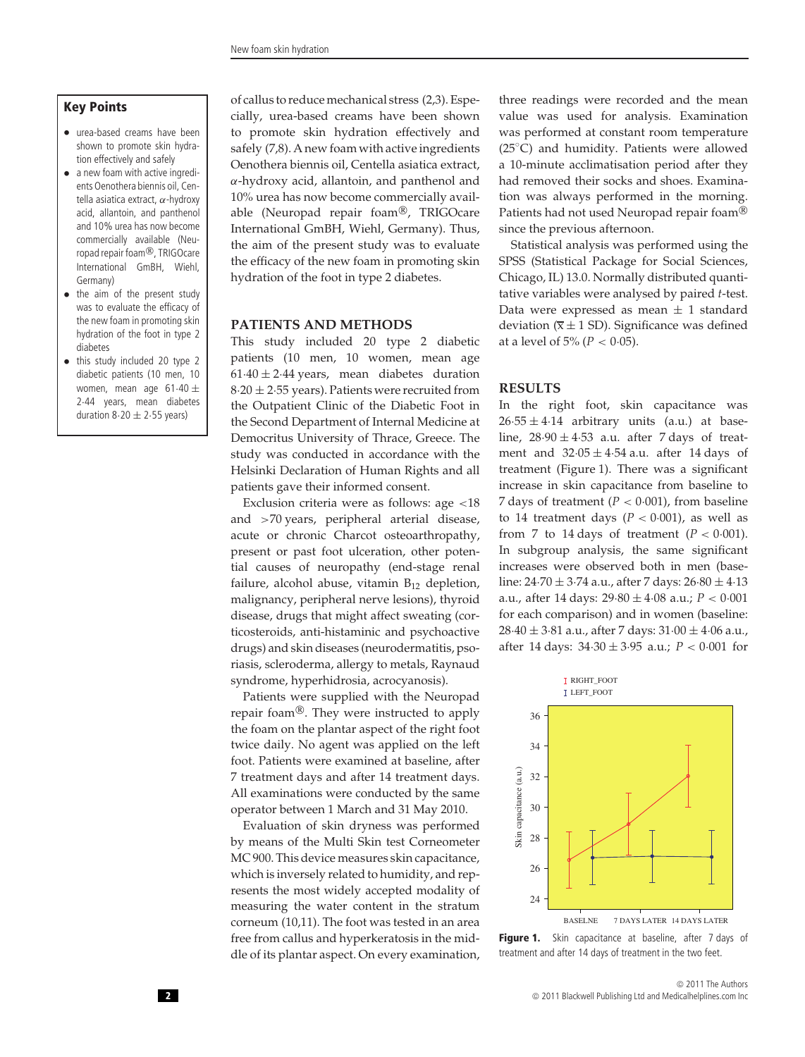## Key Points

- urea-based creams have been shown to promote skin hydration effectively and safely
- a new foam with active ingredients Oenothera biennis oil, Centella asiatica extract, $\alpha$-hydroxy acid, allantoin, and panthenol and 10% urea has now become commercially available (Neuropad repair foam®, TRIGOcare International GmbH, Wiehl, Germany)
- the aim of the present study was to evaluate the efficacy of the new foam in promoting skin hydration of the foot in type 2 diabetes
- this study included 20 type 2 diabetic patients (10 men, 10 women, mean age $61{\cdot}40 \pm 2{\cdot}44$ years, mean diabetes duration $8{\cdot}20 \pm 2{\cdot}55$ years)

of callus to reduce mechanical stress (2,3). Especially, urea-based creams have been shown to promote skin hydration effectively and safely (7,8). A new foam with active ingredients Oenothera biennis oil, Centella asiatica extract, $\alpha$-hydroxy acid, allantoin, and panthenol and 10% urea has now become commercially available (Neuropad repair foam®, TRIGOcare International GmbH, Wiehl, Germany). Thus, the aim of the present study was to evaluate the efficacy of the new foam in promoting skin hydration of the foot in type 2 diabetes.

## PATIENTS AND METHODS

This study included 20 type 2 diabetic patients (10 men, 10 women, mean age $61{\cdot}40 \pm 2{\cdot}44$ years, mean diabetes duration $8{\cdot}20 \pm 2{\cdot}55$ years). Patients were recruited from the Outpatient Clinic of the Diabetic Foot in the Second Department of Internal Medicine at Democritus University of Thrace, Greece. The study was conducted in accordance with the Helsinki Declaration of Human Rights and all patients gave their informed consent.

Exclusion criteria were as follows: age <18 and >70 years, peripheral arterial disease, acute or chronic Charcot osteoarthropathy, present or past foot ulceration, other potential causes of neuropathy (end-stage renal failure, alcohol abuse, vitamin $B_{12}$ depletion, malignancy, peripheral nerve lesions), thyroid disease, drugs that might affect sweating (corticosteroids, anti-histaminic and psychoactive drugs) and skin diseases (neurodermatitis, psoriasis, scleroderma, allergy to metals, Raynaud syndrome, hyperhidrosia, acrocyanosis).

Patients were supplied with the Neuropad repair foam®. They were instructed to apply the foam on the plantar aspect of the right foot twice daily. No agent was applied on the left foot. Patients were examined at baseline, after 7 treatment days and after 14 treatment days. All examinations were conducted by the same operator between 1 March and 31 May 2010.

Evaluation of skin dryness was performed by means of the Multi Skin test Corneometer MC 900. This device measures skin capacitance, which is inversely related to humidity, and represents the most widely accepted modality of measuring the water content in the stratum corneum (10,11). The foot was tested in an area free from callus and hyperkeratosis in the middle of its plantar aspect. On every examination, three readings were recorded and the mean value was used for analysis. Examination was performed at constant room temperature (25°C) and humidity. Patients were allowed a 10-minute acclimatisation period after they had removed their socks and shoes. Examination was always performed in the morning. Patients had not used Neuropad repair foam® since the previous afternoon.

Statistical analysis was performed using the SPSS (Statistical Package for Social Sciences, Chicago, IL) 13.0. Normally distributed quantitative variables were analysed by paired $t$-test. Data were expressed as mean $\pm$ 1 standard deviation ($\bar{x} \pm 1$ SD). Significance was defined at a level of 5% ($P < 0{\cdot}05$).

## RESULTS

In the right foot, skin capacitance was $26{\cdot}55 \pm 4{\cdot}14$ arbitrary units (a.u.) at baseline, $28{\cdot}90 \pm 4{\cdot}53$ a.u. after 7 days of treatment and $32{\cdot}05 \pm 4{\cdot}54$ a.u. after 14 days of treatment (Figure 1). There was a significant increase in skin capacitance from baseline to 7 days of treatment ($P < 0{\cdot}001$), from baseline to 14 treatment days ($P < 0{\cdot}001$), as well as from 7 to 14 days of treatment ($P < 0{\cdot}001$). In subgroup analysis, the same significant increases were observed both in men (baseline: $24{\cdot}70 \pm 3{\cdot}74$ a.u., after 7 days: $26{\cdot}80 \pm 4{\cdot}13$ a.u., after 14 days: $29{\cdot}80 \pm 4{\cdot}08$ a.u.; $P < 0{\cdot}001$ for each comparison) and in women (baseline: $28{\cdot}40 \pm 3{\cdot}81$ a.u., after 7 days: $31{\cdot}00 \pm 4{\cdot}06$ a.u., after 14 days: $34{\cdot}30 \pm 3{\cdot}95$ a.u.; $P < 0{\cdot}001$ for

**Figure 1.** Skin capacitance at baseline, after 7 days of treatment and after 14 days of treatment in the two feet.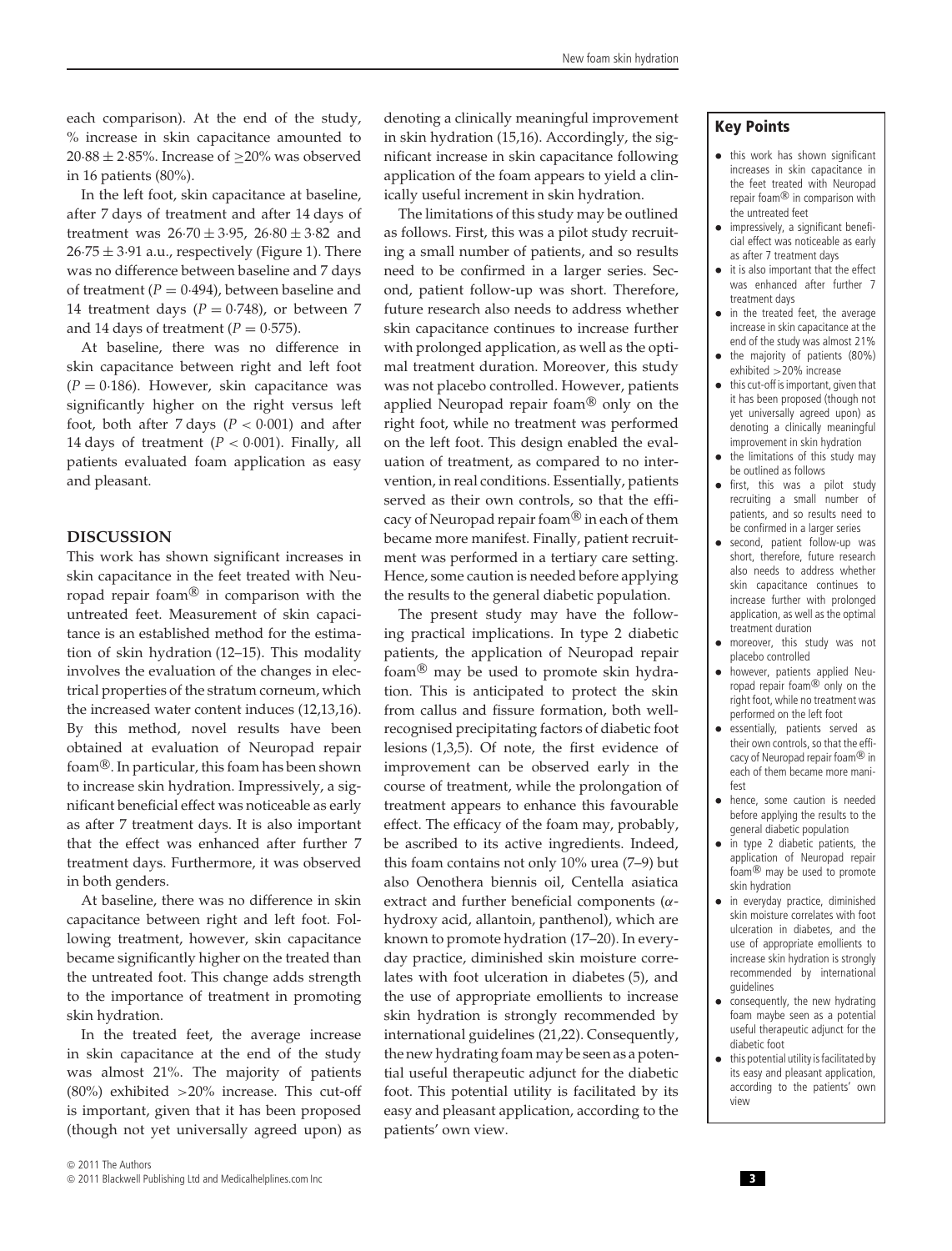each comparison). At the end of the study, % increase in skin capacitance amounted to $20{\cdot}88 \pm 2{\cdot}85\%$. Increase of $\geq$20% was observed in 16 patients (80%).

In the left foot, skin capacitance at baseline, after 7 days of treatment and after 14 days of treatment was $26{\cdot}70 \pm 3{\cdot}95$, $26{\cdot}80 \pm 3{\cdot}82$ and $26{\cdot}75 \pm 3{\cdot}91$ a.u., respectively (Figure 1). There was no difference between baseline and 7 days of treatment ($P = 0{\cdot}494$), between baseline and 14 treatment days ($P = 0{\cdot}748$), or between 7 and 14 days of treatment ($P = 0{\cdot}575$).

At baseline, there was no difference in skin capacitance between right and left foot ($P = 0{\cdot}186$). However, skin capacitance was significantly higher on the right versus left foot, both after 7 days ($P < 0{\cdot}001$) and after 14 days of treatment ($P < 0{\cdot}001$). Finally, all patients evaluated foam application as easy and pleasant.

## DISCUSSION

This work has shown significant increases in skin capacitance in the feet treated with Neuropad repair foam® in comparison with the untreated feet. Measurement of skin capacitance is an established method for the estimation of skin hydration (12–15). This modality involves the evaluation of the changes in electrical properties of the stratum corneum, which the increased water content induces (12,13,16). By this method, novel results have been obtained at evaluation of Neuropad repair foam®. In particular, this foam has been shown to increase skin hydration. Impressively, a significant beneficial effect was noticeable as early as after 7 treatment days. It is also important that the effect was enhanced after further 7 treatment days. Furthermore, it was observed in both genders.

At baseline, there was no difference in skin capacitance between right and left foot. Following treatment, however, skin capacitance became significantly higher on the treated than the untreated foot. This change adds strength to the importance of treatment in promoting skin hydration.

In the treated feet, the average increase in skin capacitance at the end of the study was almost 21%. The majority of patients (80%) exhibited >20% increase. This cut-off is important, given that it has been proposed (though not yet universally agreed upon) as denoting a clinically meaningful improvement in skin hydration (15,16). Accordingly, the significant increase in skin capacitance following application of the foam appears to yield a clinically useful increment in skin hydration.

The limitations of this study may be outlined as follows. First, this was a pilot study recruiting a small number of patients, and so results need to be confirmed in a larger series. Second, patient follow-up was short. Therefore, future research also needs to address whether skin capacitance continues to increase further with prolonged application, as well as the optimal treatment duration. Moreover, this study was not placebo controlled. However, patients applied Neuropad repair foam® only on the right foot, while no treatment was performed on the left foot. This design enabled the evaluation of treatment, as compared to no intervention, in real conditions. Essentially, patients served as their own controls, so that the efficacy of Neuropad repair foam® in each of them became more manifest. Finally, patient recruitment was performed in a tertiary care setting. Hence, some caution is needed before applying the results to the general diabetic population.

The present study may have the following practical implications. In type 2 diabetic patients, the application of Neuropad repair foam® may be used to promote skin hydration. This is anticipated to protect the skin from callus and fissure formation, both well-recognised precipitating factors of diabetic foot lesions (1,3,5). Of note, the first evidence of improvement can be observed early in the course of treatment, while the prolongation of treatment appears to enhance this favourable effect. The efficacy of the foam may, probably, be ascribed to its active ingredients. Indeed, this foam contains not only 10% urea (7–9) but also Oenothera biennis oil, Centella asiatica extract and further beneficial components ($\alpha$-hydroxy acid, allantoin, panthenol), which are known to promote hydration (17–20). In everyday practice, diminished skin moisture correlates with foot ulceration in diabetes (5), and the use of appropriate emollients to increase skin hydration is strongly recommended by international guidelines (21,22). Consequently, the new hydrating foam may be seen as a potential useful therapeutic adjunct for the diabetic foot. This potential utility is facilitated by its easy and pleasant application, according to the patients' own view.

### Key Points

- this work has shown significant increases in skin capacitance in the feet treated with Neuropad repair foam® in comparison with the untreated feet
- impressively, a significant beneficial effect was noticeable as early as after 7 treatment days
- it is also important that the effect was enhanced after further 7 treatment days
- in the treated feet, the average increase in skin capacitance at the end of the study was almost 21%
- the majority of patients (80%) exhibited >20% increase
- this cut-off is important, given that it has been proposed (though not yet universally agreed upon) as denoting a clinically meaningful improvement in skin hydration
- the limitations of this study may be outlined as follows
- first, this was a pilot study recruiting a small number of patients, and so results need to be confirmed in a larger series
- second, patient follow-up was short, therefore, future research also needs to address whether skin capacitance continues to increase further with prolonged application, as well as the optimal treatment duration
- moreover, this study was not placebo controlled
- however, patients applied Neuropad repair foam® only on the right foot, while no treatment was performed on the left foot
- essentially, patients served as their own controls, so that the efficacy of Neuropad repair foam® in each of them became more manifest
- hence, some caution is needed before applying the results to the general diabetic population
- in type 2 diabetic patients, the application of Neuropad repair foam® may be used to promote skin hydration
- in everyday practice, diminished skin moisture correlates with foot ulceration in diabetes, and the use of appropriate emollients to increase skin hydration is strongly recommended by international guidelines
- consequently, the new hydrating foam maybe seen as a potential useful therapeutic adjunct for the diabetic foot
- this potential utility is facilitated by its easy and pleasant application, according to the patients' own view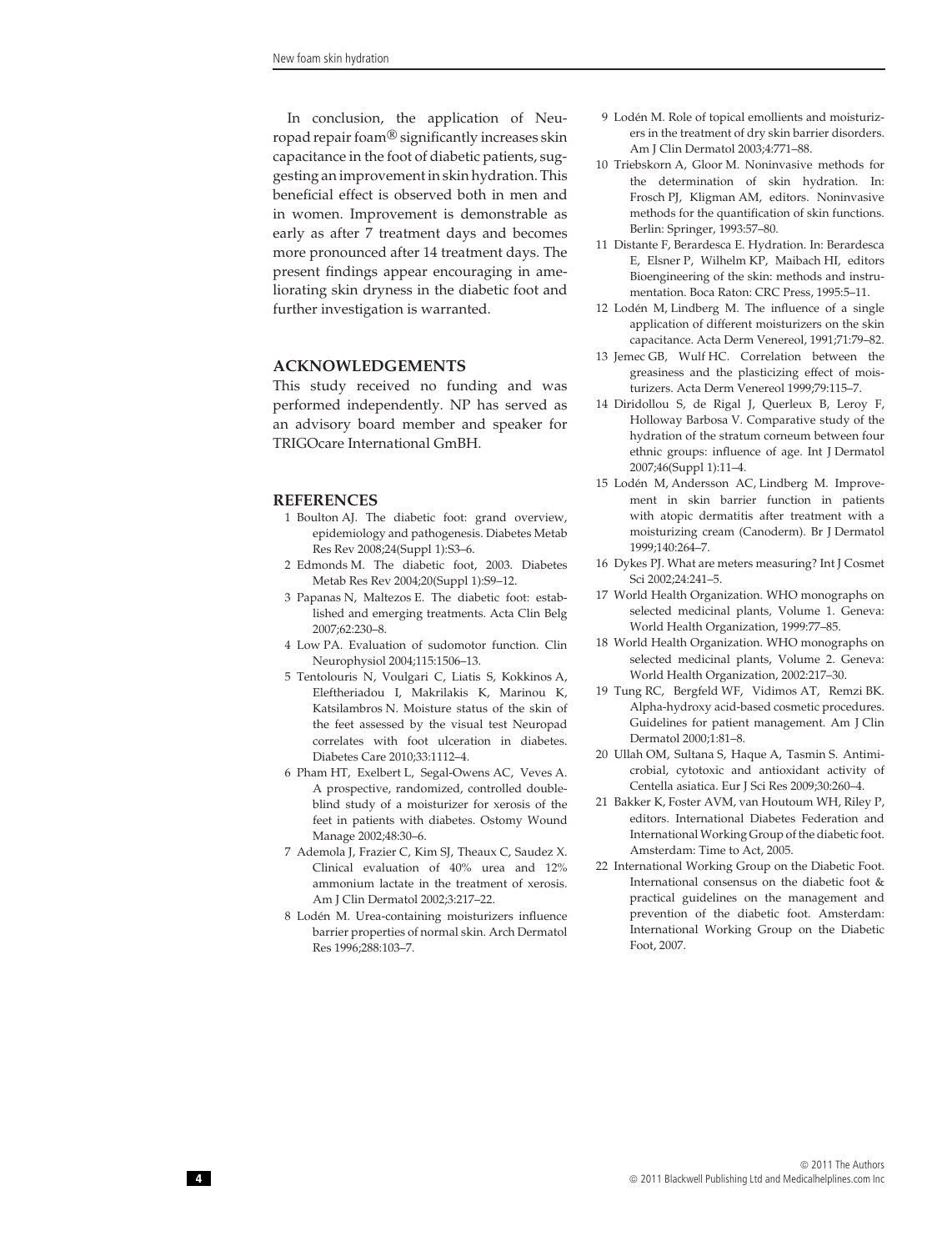In conclusion, the application of Neuropad repair foam® significantly increases skin capacitance in the foot of diabetic patients, suggesting an improvement in skin hydration. This beneficial effect is observed both in men and in women. Improvement is demonstrable as early as after 7 treatment days and becomes more pronounced after 14 treatment days. The present findings appear encouraging in ameliorating skin dryness in the diabetic foot and further investigation is warranted.

## ACKNOWLEDGEMENTS

This study received no funding and was performed independently. NP has served as an advisory board member and speaker for TRIGOcare International GmBH.

## REFERENCES

1. Boulton AJ. The diabetic foot: grand overview, epidemiology and pathogenesis. Diabetes Metab Res Rev 2008;24(Suppl 1):S3–6.
2. Edmonds M. The diabetic foot, 2003. Diabetes Metab Res Rev 2004;20(Suppl 1):S9–12.
3. Papanas N, Maltezos E. The diabetic foot: established and emerging treatments. Acta Clin Belg 2007;62:230–8.
4. Low PA. Evaluation of sudomotor function. Clin Neurophysiol 2004;115:1506–13.
5. Tentolouris N, Voulgari C, Liatis S, Kokkinos A, Eleftheriadou I, Makrilakis K, Marinou K, Katsilambros N. Moisture status of the skin of the feet assessed by the visual test Neuropad correlates with foot ulceration in diabetes. Diabetes Care 2010;33:1112–4.
6. Pham HT, Exelbert L, Segal-Owens AC, Veves A. A prospective, randomized, controlled double-blind study of a moisturizer for xerosis of the feet in patients with diabetes. Ostomy Wound Manage 2002;48:30–6.
7. Ademola J, Frazier C, Kim SJ, Theaux C, Saudez X. Clinical evaluation of 40% urea and 12% ammonium lactate in the treatment of xerosis. Am J Clin Dermatol 2002;3:217–22.
8. Lodén M. Urea-containing moisturizers influence barrier properties of normal skin. Arch Dermatol Res 1996;288:103–7.
9. Lodén M. Role of topical emollients and moisturizers in the treatment of dry skin barrier disorders. Am J Clin Dermatol 2003;4:771–88.
10. Triebskorn A, Gloor M. Noninvasive methods for the determination of skin hydration. In: Frosch PJ, Kligman AM, editors. Noninvasive methods for the quantification of skin functions. Berlin: Springer, 1993:57–80.
11. Distante F, Berardesca E. Hydration. In: Berardesca E, Elsner P, Wilhelm KP, Maibach HI, editors Bioengineering of the skin: methods and instrumentation. Boca Raton: CRC Press, 1995:5–11.
12. Lodén M, Lindberg M. The influence of a single application of different moisturizers on the skin capacitance. Acta Derm Venereol, 1991;71:79–82.
13. Jemec GB, Wulf HC. Correlation between the greasiness and the plasticizing effect of moisturizers. Acta Derm Venereol 1999;79:115–7.
14. Diridollou S, de Rigal J, Querleux B, Leroy F, Holloway Barbosa V. Comparative study of the hydration of the stratum corneum between four ethnic groups: influence of age. Int J Dermatol 2007;46(Suppl 1):11–4.
15. Lodén M, Andersson AC, Lindberg M. Improvement in skin barrier function in patients with atopic dermatitis after treatment with a moisturizing cream (Canoderm). Br J Dermatol 1999;140:264–7.
16. Dykes PJ. What are meters measuring? Int J Cosmet Sci 2002;24:241–5.
17. World Health Organization. WHO monographs on selected medicinal plants, Volume 1. Geneva: World Health Organization, 1999:77–85.
18. World Health Organization. WHO monographs on selected medicinal plants, Volume 2. Geneva: World Health Organization, 2002:217–30.
19. Tung RC, Bergfeld WF, Vidimos AT, Remzi BK. Alpha-hydroxy acid-based cosmetic procedures. Guidelines for patient management. Am J Clin Dermatol 2000;1:81–8.
20. Ullah OM, Sultana S, Haque A, Tasmin S. Antimicrobial, cytotoxic and antioxidant activity of Centella asiatica. Eur J Sci Res 2009;30:260–4.
21. Bakker K, Foster AVM, van Houtoum WH, Riley P, editors. International Diabetes Federation and International Working Group of the diabetic foot. Amsterdam: Time to Act, 2005.
22. International Working Group on the Diabetic Foot. International consensus on the diabetic foot & practical guidelines on the management and prevention of the diabetic foot. Amsterdam: International Working Group on the Diabetic Foot, 2007.